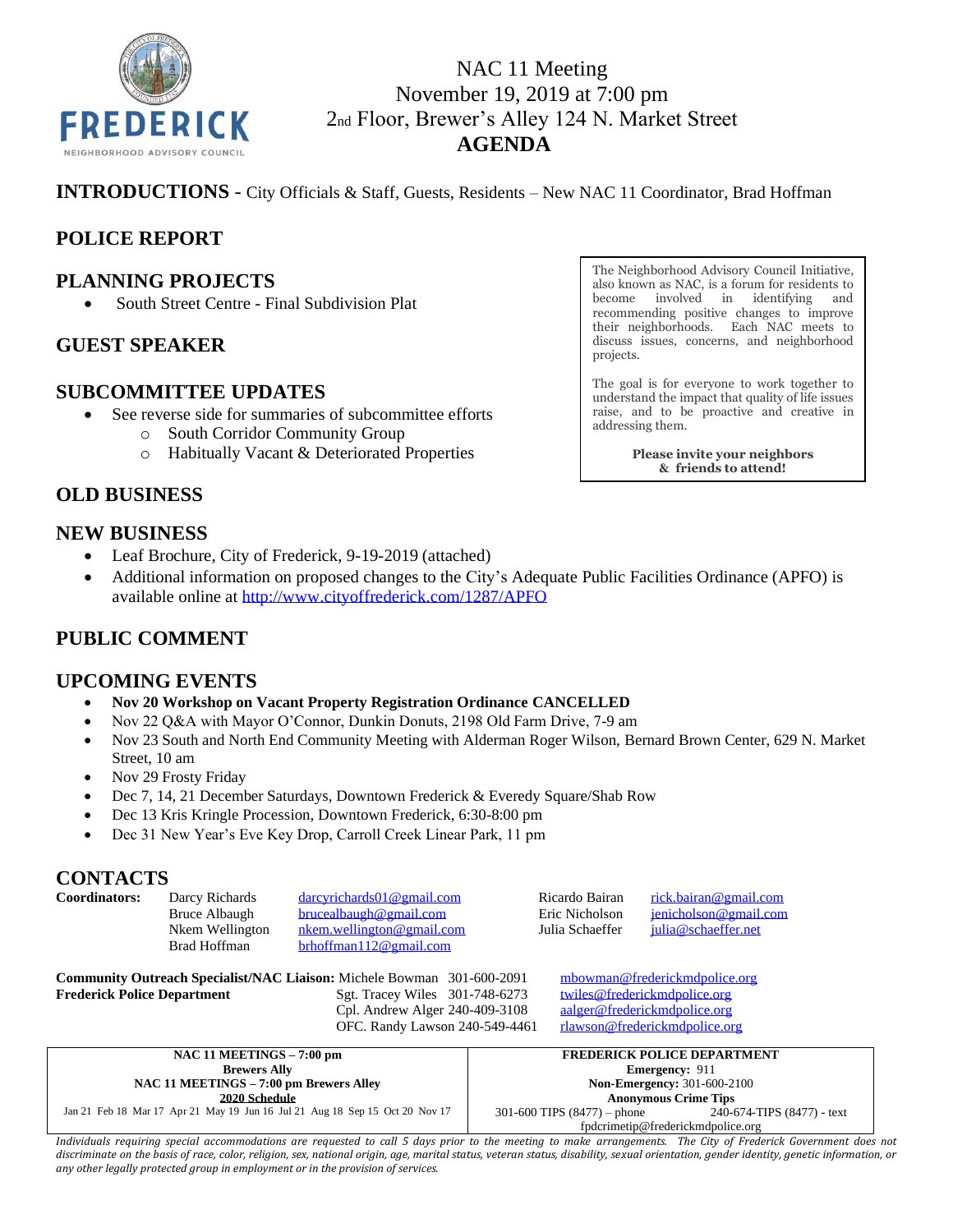FREDERICK
NEIGHBORHOOD ADVISORY COUNCIL

# NAC 11 Meeting
November 19, 2019 at 7:00 pm
2nd Floor, Brewer's Alley 124 N. Market Street
**AGENDA**

**INTRODUCTIONS** - City Officials & Staff, Guests, Residents – New NAC 11 Coordinator, Brad Hoffman

## POLICE REPORT

## PLANNING PROJECTS

- South Street Centre - Final Subdivision Plat

## GUEST SPEAKER

## SUBCOMMITTEE UPDATES

- See reverse side for summaries of subcommittee efforts
  - South Corridor Community Group
  - Habitually Vacant & Deteriorated Properties

> The Neighborhood Advisory Council Initiative, also known as NAC, is a forum for residents to become involved in identifying and recommending positive changes to improve their neighborhoods. Each NAC meets to discuss issues, concerns, and neighborhood projects.
>
> The goal is for everyone to work together to understand the impact that quality of life issues raise, and to be proactive and creative in addressing them.
>
> **Please invite your neighbors & friends to attend!**

## OLD BUSINESS

## NEW BUSINESS

- Leaf Brochure, City of Frederick, 9-19-2019 (attached)
- Additional information on proposed changes to the City's Adequate Public Facilities Ordinance (APFO) is available online at http://www.cityoffrederick.com/1287/APFO

## PUBLIC COMMENT

## UPCOMING EVENTS

- **Nov 20 Workshop on Vacant Property Registration Ordinance CANCELLED**
- Nov 22 Q&A with Mayor O'Connor, Dunkin Donuts, 2198 Old Farm Drive, 7-9 am
- Nov 23 South and North End Community Meeting with Alderman Roger Wilson, Bernard Brown Center, 629 N. Market Street, 10 am
- Nov 29 Frosty Friday
- Dec 7, 14, 21 December Saturdays, Downtown Frederick & Everedy Square/Shab Row
- Dec 13 Kris Kringle Procession, Downtown Frederick, 6:30-8:00 pm
- Dec 31 New Year's Eve Key Drop, Carroll Creek Linear Park, 11 pm

## CONTACTS

| **Coordinators:** | | | | |
|---|---|---|---|---|
| Darcy Richards | darcyrichards01@gmail.com | | Ricardo Bairan | rick.bairan@gmail.com |
| Bruce Albaugh | brucealbaugh@gmail.com | | Eric Nicholson | jenicholson@gmail.com |
| Nkem Wellington | nkem.wellington@gmail.com | | Julia Schaeffer | julia@schaeffer.net |
| Brad Hoffman | brhoffman112@gmail.com | | | |

| | | | |
|---|---|---|---|
| **Community Outreach Specialist/NAC Liaison:** | Michele Bowman | 301-600-2091 | mbowman@frederickmdpolice.org |
| **Frederick Police Department** | Sgt. Tracey Wiles | 301-748-6273 | twiles@frederickmdpolice.org |
| | Cpl. Andrew Alger | 240-409-3108 | aalger@frederickmdpolice.org |
| | OFC. Randy Lawson | 240-549-4461 | rlawson@frederickmdpolice.org |

| NAC 11 MEETINGS – 7:00 pm | FREDERICK POLICE DEPARTMENT |
|---|---|
| **Brewers Ally** | **Emergency:** 911 |
| **NAC 11 MEETINGS – 7:00 pm Brewers Alley** | **Non-Emergency:** 301-600-2100 |
| **2020 Schedule** | **Anonymous Crime Tips** |
| Jan 21 Feb 18 Mar 17 Apr 21 May 19 Jun 16 Jul 21 Aug 18 Sep 15 Oct 20 Nov 17 | 301-600 TIPS (8477) – phone 240-674-TIPS (8477) - text |
| | fpdcrimetip@frederickmdpolice.org |

*Individuals requiring special accommodations are requested to call 5 days prior to the meeting to make arrangements. The City of Frederick Government does not discriminate on the basis of race, color, religion, sex, national origin, age, marital status, veteran status, disability, sexual orientation, gender identity, genetic information, or any other legally protected group in employment or in the provision of services.*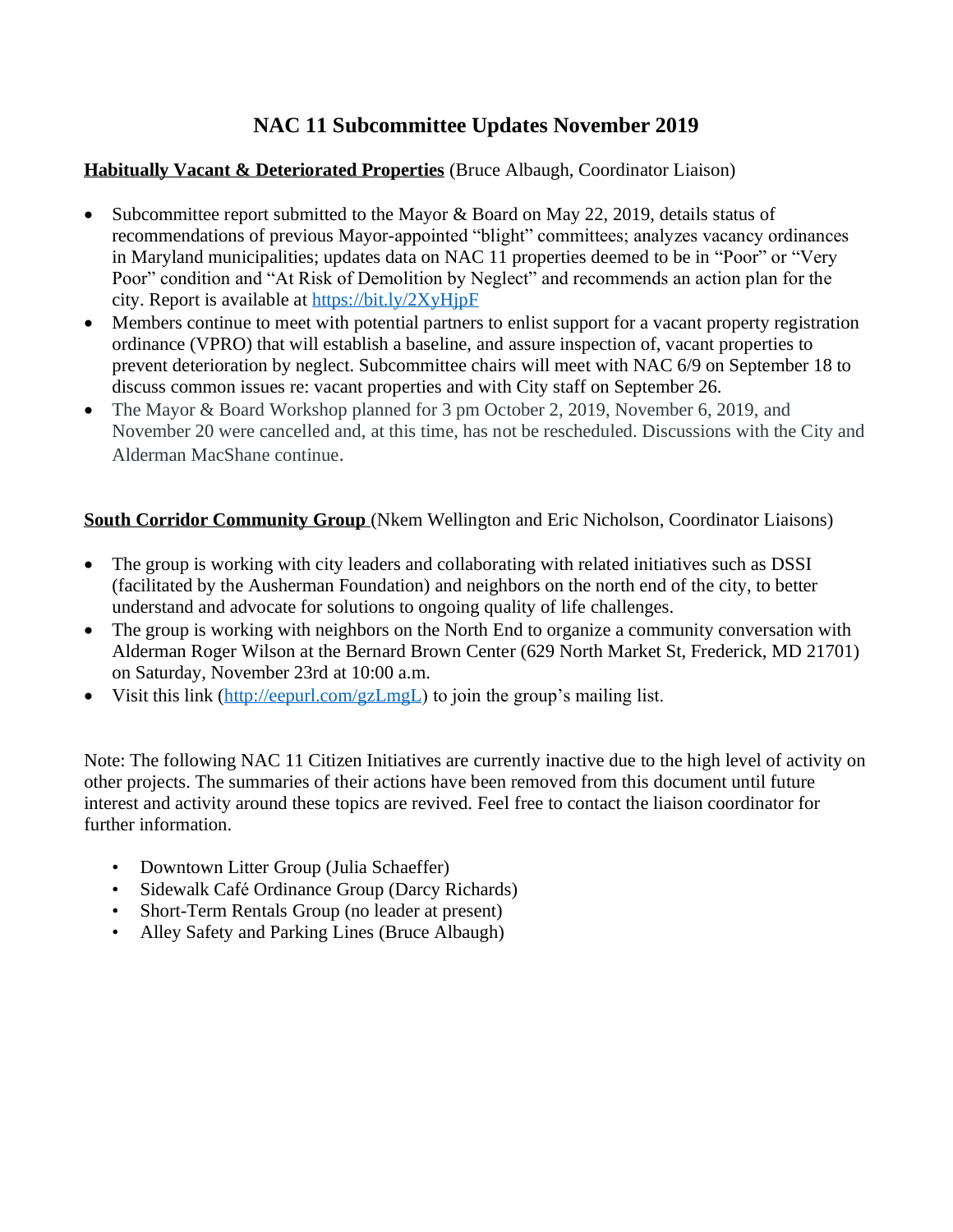# NAC 11 Subcommittee Updates November 2019

**Habitually Vacant & Deteriorated Properties** (Bruce Albaugh, Coordinator Liaison)

- Subcommittee report submitted to the Mayor & Board on May 22, 2019, details status of recommendations of previous Mayor-appointed "blight" committees; analyzes vacancy ordinances in Maryland municipalities; updates data on NAC 11 properties deemed to be in "Poor" or "Very Poor" condition and "At Risk of Demolition by Neglect" and recommends an action plan for the city. Report is available at https://bit.ly/2XyHjpF
- Members continue to meet with potential partners to enlist support for a vacant property registration ordinance (VPRO) that will establish a baseline, and assure inspection of, vacant properties to prevent deterioration by neglect. Subcommittee chairs will meet with NAC 6/9 on September 18 to discuss common issues re: vacant properties and with City staff on September 26.
- The Mayor & Board Workshop planned for 3 pm October 2, 2019, November 6, 2019, and November 20 were cancelled and, at this time, has not be rescheduled. Discussions with the City and Alderman MacShane continue.

**South Corridor Community Group** (Nkem Wellington and Eric Nicholson, Coordinator Liaisons)

- The group is working with city leaders and collaborating with related initiatives such as DSSI (facilitated by the Ausherman Foundation) and neighbors on the north end of the city, to better understand and advocate for solutions to ongoing quality of life challenges.
- The group is working with neighbors on the North End to organize a community conversation with Alderman Roger Wilson at the Bernard Brown Center (629 North Market St, Frederick, MD 21701) on Saturday, November 23rd at 10:00 a.m.
- Visit this link (http://eepurl.com/gzLmgL) to join the group's mailing list.

Note: The following NAC 11 Citizen Initiatives are currently inactive due to the high level of activity on other projects. The summaries of their actions have been removed from this document until future interest and activity around these topics are revived. Feel free to contact the liaison coordinator for further information.

- Downtown Litter Group (Julia Schaeffer)
- Sidewalk Café Ordinance Group (Darcy Richards)
- Short-Term Rentals Group (no leader at present)
- Alley Safety and Parking Lines (Bruce Albaugh)